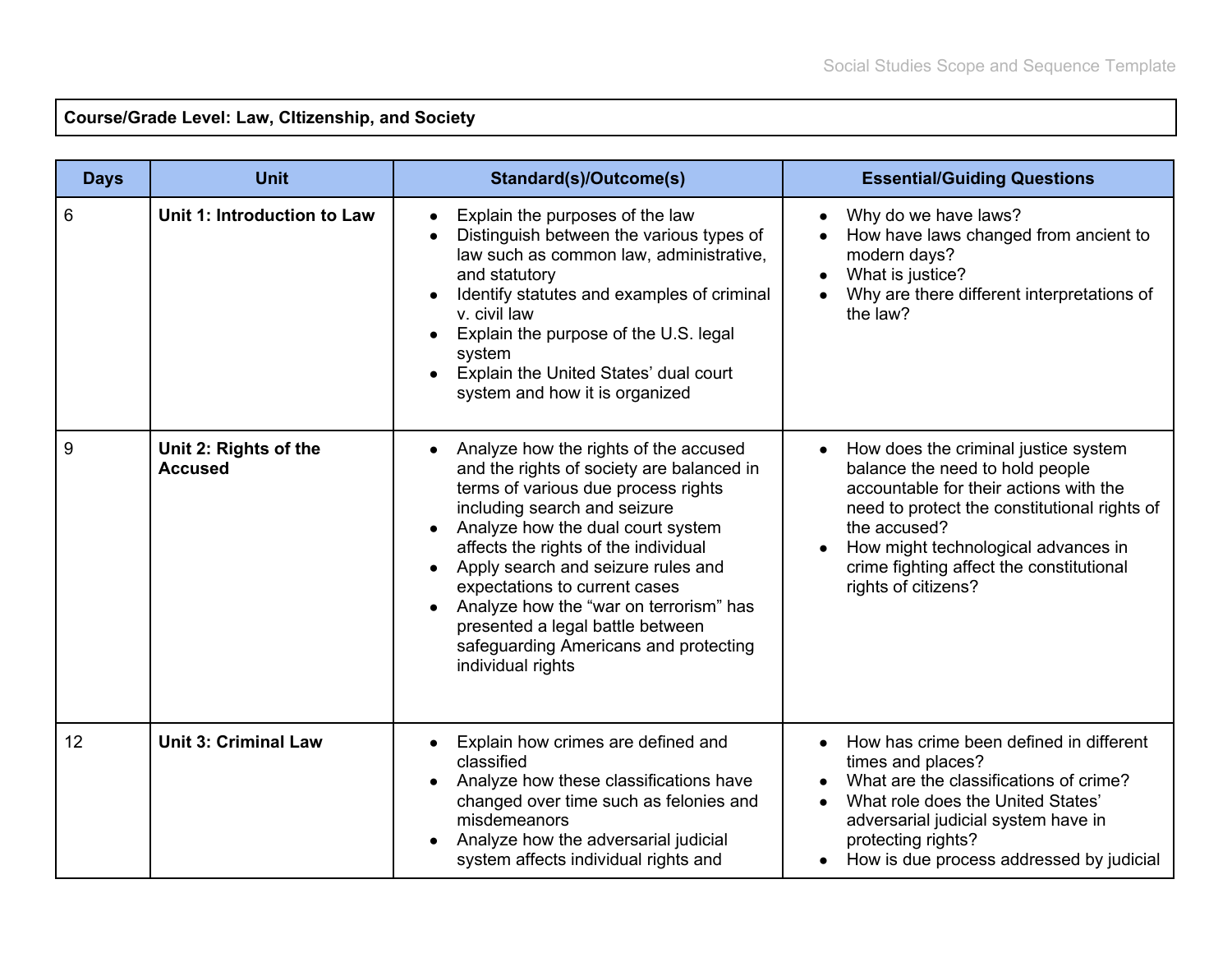**Course/Grade Level: Law, CItizenship, and Society**

| Days | Unit | Standard(s)/Outcome(s) | Essential/Guiding Questions |
|---|---|---|---|
| 6 | **Unit 1: Introduction to Law** | • Explain the purposes of the law<br>• Distinguish between the various types of law such as common law, administrative, and statutory<br>• Identify statutes and examples of criminal v. civil law<br>• Explain the purpose of the U.S. legal system<br>• Explain the United States' dual court system and how it is organized | • Why do we have laws?<br>• How have laws changed from ancient to modern days?<br>• What is justice?<br>• Why are there different interpretations of the law? |
| 9 | **Unit 2: Rights of the Accused** | • Analyze how the rights of the accused and the rights of society are balanced in terms of various due process rights including search and seizure<br>• Analyze how the dual court system affects the rights of the individual<br>• Apply search and seizure rules and expectations to current cases<br>• Analyze how the "war on terrorism" has presented a legal battle between safeguarding Americans and protecting individual rights | • How does the criminal justice system balance the need to hold people accountable for their actions with the need to protect the constitutional rights of the accused?<br>• How might technological advances in crime fighting affect the constitutional rights of citizens? |
| 12 | **Unit 3: Criminal Law** | • Explain how crimes are defined and classified<br>• Analyze how these classifications have changed over time such as felonies and misdemeanors<br>• Analyze how the adversarial judicial system affects individual rights and | • How has crime been defined in different times and places?<br>• What are the classifications of crime?<br>• What role does the United States' adversarial judicial system have in protecting rights?<br>• How is due process addressed by judicial |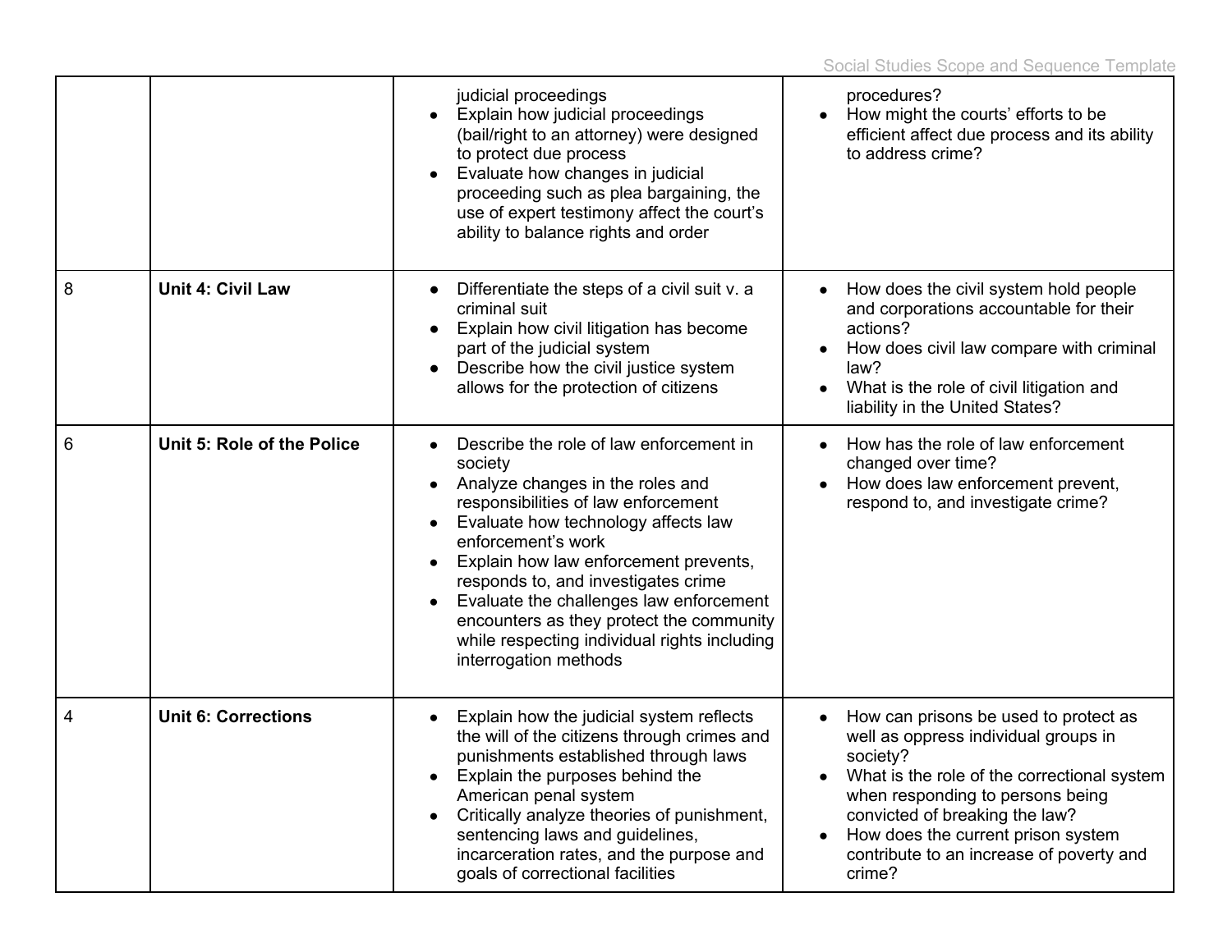|  |  |  |  |
|---|---|---|---|
|  |  | judicial proceedings<br>● Explain how judicial proceedings (bail/right to an attorney) were designed to protect due process<br>● Evaluate how changes in judicial proceeding such as plea bargaining, the use of expert testimony affect the court's ability to balance rights and order | procedures?<br>● How might the courts' efforts to be efficient affect due process and its ability to address crime? |
| 8 | **Unit 4: Civil Law** | ● Differentiate the steps of a civil suit v. a criminal suit<br>● Explain how civil litigation has become part of the judicial system<br>● Describe how the civil justice system allows for the protection of citizens | ● How does the civil system hold people and corporations accountable for their actions?<br>● How does civil law compare with criminal law?<br>● What is the role of civil litigation and liability in the United States? |
| 6 | **Unit 5: Role of the Police** | ● Describe the role of law enforcement in society<br>● Analyze changes in the roles and responsibilities of law enforcement<br>● Evaluate how technology affects law enforcement's work<br>● Explain how law enforcement prevents, responds to, and investigates crime<br>● Evaluate the challenges law enforcement encounters as they protect the community while respecting individual rights including interrogation methods | ● How has the role of law enforcement changed over time?<br>● How does law enforcement prevent, respond to, and investigate crime? |
| 4 | **Unit 6: Corrections** | ● Explain how the judicial system reflects the will of the citizens through crimes and punishments established through laws<br>● Explain the purposes behind the American penal system<br>● Critically analyze theories of punishment, sentencing laws and guidelines, incarceration rates, and the purpose and goals of correctional facilities | ● How can prisons be used to protect as well as oppress individual groups in society?<br>● What is the role of the correctional system when responding to persons being convicted of breaking the law?<br>● How does the current prison system contribute to an increase of poverty and crime? |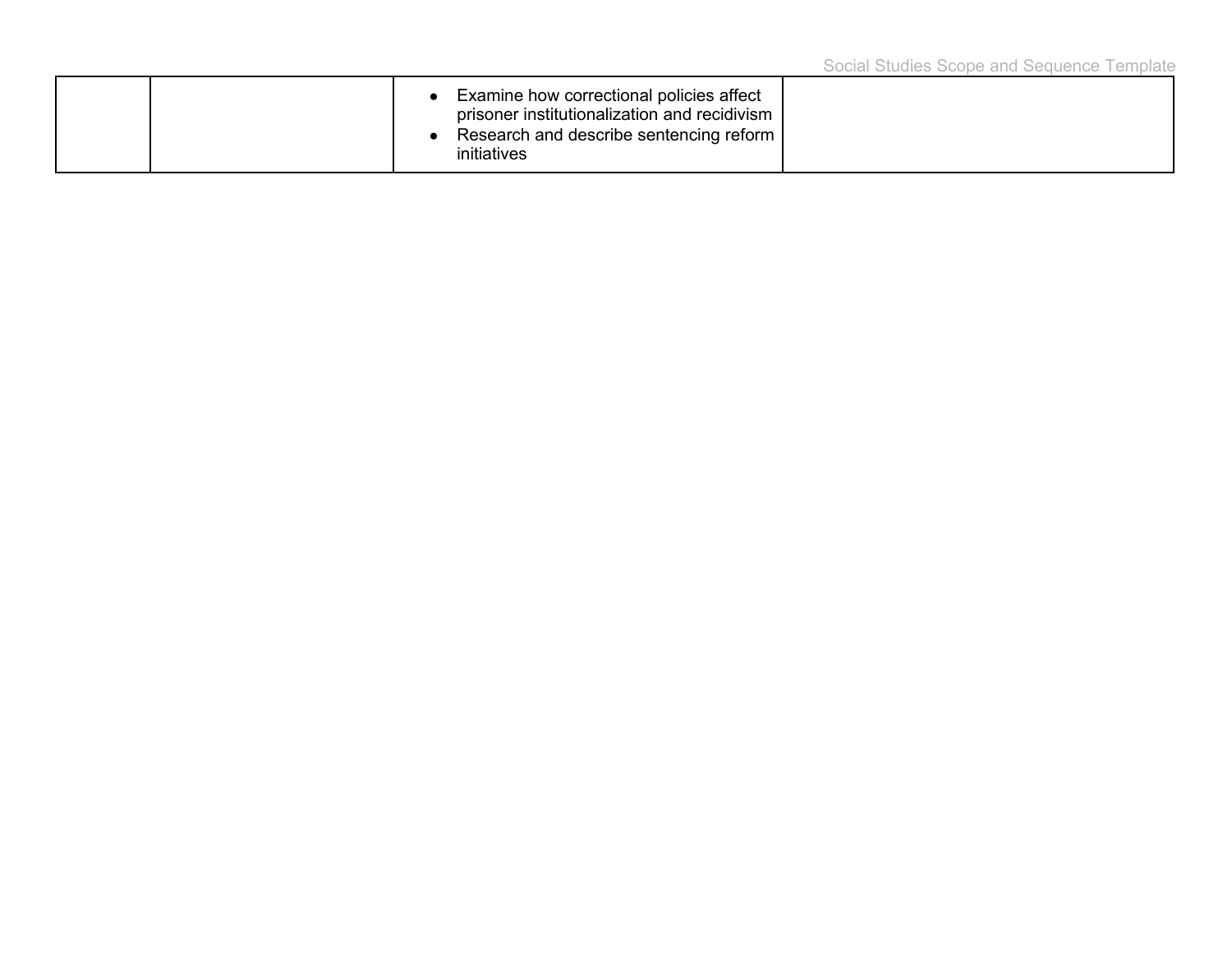| | | | |
|---|---|---|---|
| | | • Examine how correctional policies affect prisoner institutionalization and recidivism<br>• Research and describe sentencing reform initiatives | |